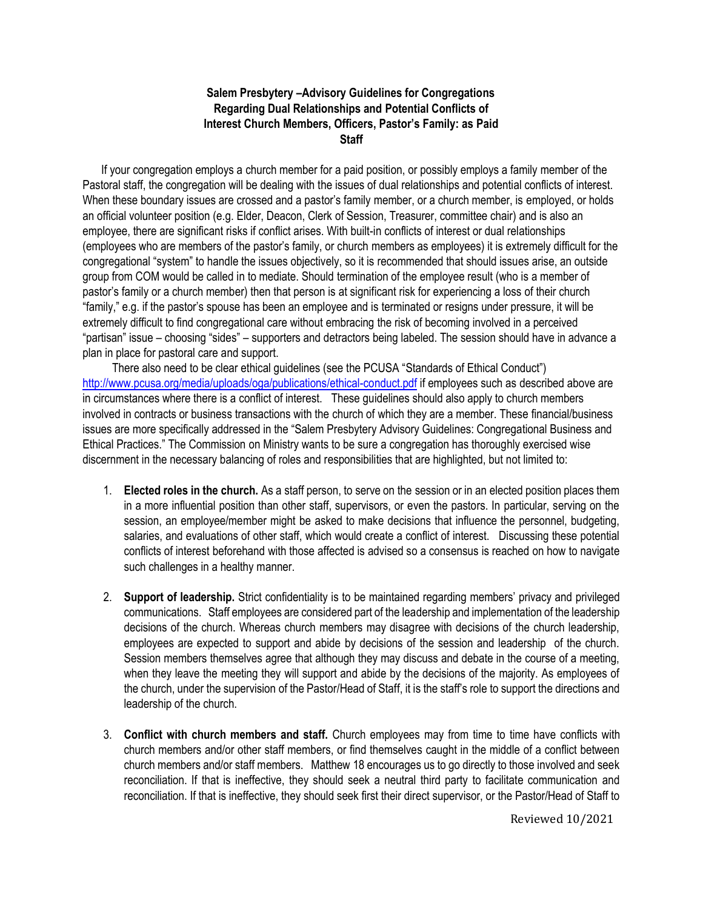# Salem Presbytery –Advisory Guidelines for Congregations Regarding Dual Relationships and Potential Conflicts of Interest Church Members, Officers, Pastor's Family: as Paid Staff

If your congregation employs a church member for a paid position, or possibly employs a family member of the Pastoral staff, the congregation will be dealing with the issues of dual relationships and potential conflicts of interest. When these boundary issues are crossed and a pastor's family member, or a church member, is employed, or holds an official volunteer position (e.g. Elder, Deacon, Clerk of Session, Treasurer, committee chair) and is also an employee, there are significant risks if conflict arises. With built-in conflicts of interest or dual relationships (employees who are members of the pastor's family, or church members as employees) it is extremely difficult for the congregational "system" to handle the issues objectively, so it is recommended that should issues arise, an outside group from COM would be called in to mediate. Should termination of the employee result (who is a member of pastor's family or a church member) then that person is at significant risk for experiencing a loss of their church "family," e.g. if the pastor's spouse has been an employee and is terminated or resigns under pressure, it will be extremely difficult to find congregational care without embracing the risk of becoming involved in a perceived "partisan" issue – choosing "sides" – supporters and detractors being labeled. The session should have in advance a plan in place for pastoral care and support.

There also need to be clear ethical guidelines (see the PCUSA "Standards of Ethical Conduct") http://www.pcusa.org/media/uploads/oga/publications/ethical-conduct.pdf if employees such as described above are in circumstances where there is a conflict of interest. These guidelines should also apply to church members involved in contracts or business transactions with the church of which they are a member. These financial/business issues are more specifically addressed in the "Salem Presbytery Advisory Guidelines: Congregational Business and Ethical Practices." The Commission on Ministry wants to be sure a congregation has thoroughly exercised wise discernment in the necessary balancing of roles and responsibilities that are highlighted, but not limited to:

1. **Elected roles in the church.** As a staff person, to serve on the session or in an elected position places them in a more influential position than other staff, supervisors, or even the pastors. In particular, serving on the session, an employee/member might be asked to make decisions that influence the personnel, budgeting, salaries, and evaluations of other staff, which would create a conflict of interest. Discussing these potential conflicts of interest beforehand with those affected is advised so a consensus is reached on how to navigate such challenges in a healthy manner.

2. **Support of leadership.** Strict confidentiality is to be maintained regarding members' privacy and privileged communications. Staff employees are considered part of the leadership and implementation of the leadership decisions of the church. Whereas church members may disagree with decisions of the church leadership, employees are expected to support and abide by decisions of the session and leadership of the church. Session members themselves agree that although they may discuss and debate in the course of a meeting, when they leave the meeting they will support and abide by the decisions of the majority. As employees of the church, under the supervision of the Pastor/Head of Staff, it is the staff's role to support the directions and leadership of the church.

3. **Conflict with church members and staff.** Church employees may from time to time have conflicts with church members and/or other staff members, or find themselves caught in the middle of a conflict between church members and/or staff members. Matthew 18 encourages us to go directly to those involved and seek reconciliation. If that is ineffective, they should seek a neutral third party to facilitate communication and reconciliation. If that is ineffective, they should seek first their direct supervisor, or the Pastor/Head of Staff to

Reviewed 10/2021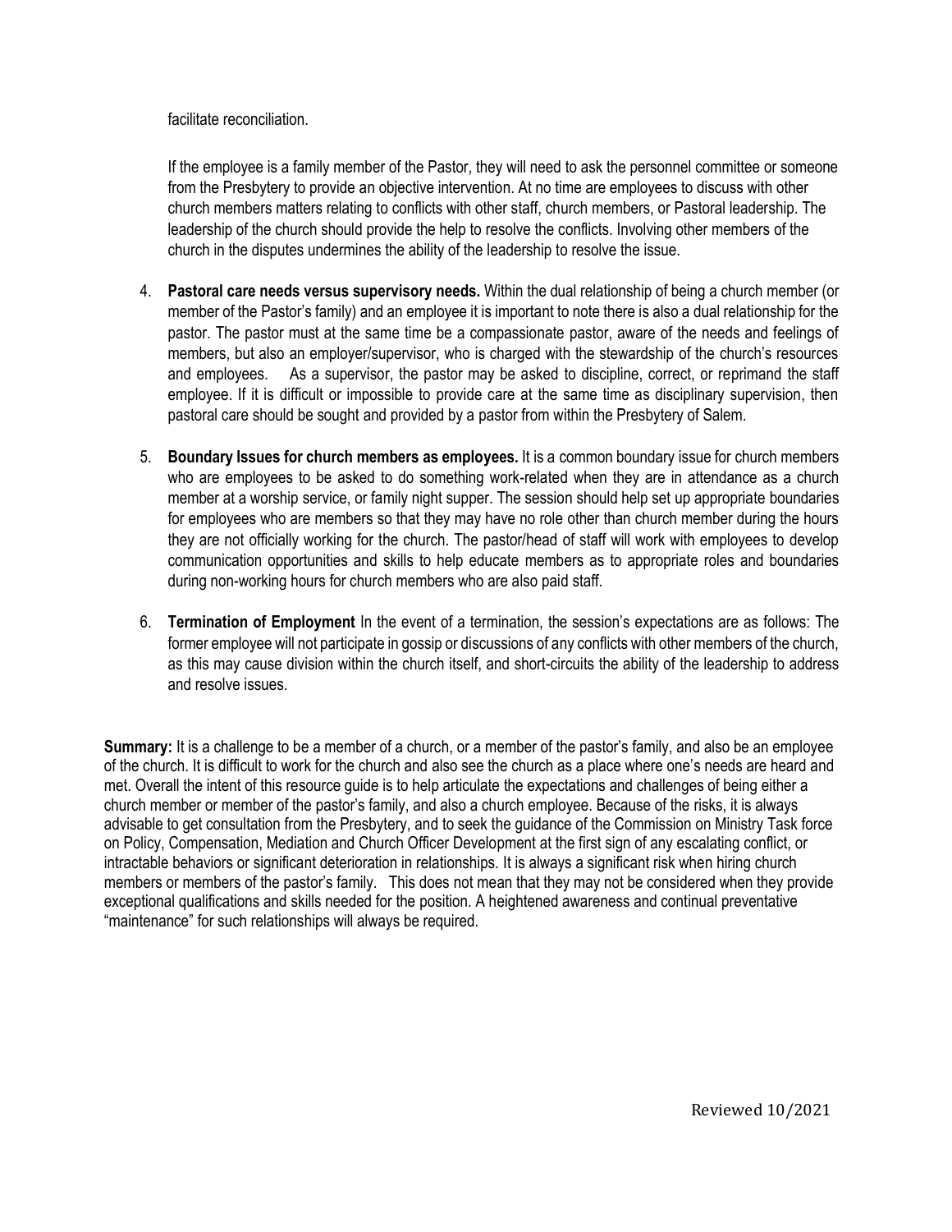facilitate reconciliation.

If the employee is a family member of the Pastor, they will need to ask the personnel committee or someone from the Presbytery to provide an objective intervention. At no time are employees to discuss with other church members matters relating to conflicts with other staff, church members, or Pastoral leadership. The leadership of the church should provide the help to resolve the conflicts. Involving other members of the church in the disputes undermines the ability of the leadership to resolve the issue.

4. **Pastoral care needs versus supervisory needs.** Within the dual relationship of being a church member (or member of the Pastor's family) and an employee it is important to note there is also a dual relationship for the pastor. The pastor must at the same time be a compassionate pastor, aware of the needs and feelings of members, but also an employer/supervisor, who is charged with the stewardship of the church's resources and employees. As a supervisor, the pastor may be asked to discipline, correct, or reprimand the staff employee. If it is difficult or impossible to provide care at the same time as disciplinary supervision, then pastoral care should be sought and provided by a pastor from within the Presbytery of Salem.

5. **Boundary Issues for church members as employees.** It is a common boundary issue for church members who are employees to be asked to do something work-related when they are in attendance as a church member at a worship service, or family night supper. The session should help set up appropriate boundaries for employees who are members so that they may have no role other than church member during the hours they are not officially working for the church. The pastor/head of staff will work with employees to develop communication opportunities and skills to help educate members as to appropriate roles and boundaries during non-working hours for church members who are also paid staff.

6. **Termination of Employment** In the event of a termination, the session's expectations are as follows: The former employee will not participate in gossip or discussions of any conflicts with other members of the church, as this may cause division within the church itself, and short-circuits the ability of the leadership to address and resolve issues.

**Summary:** It is a challenge to be a member of a church, or a member of the pastor's family, and also be an employee of the church. It is difficult to work for the church and also see the church as a place where one's needs are heard and met. Overall the intent of this resource guide is to help articulate the expectations and challenges of being either a church member or member of the pastor's family, and also a church employee. Because of the risks, it is always advisable to get consultation from the Presbytery, and to seek the guidance of the Commission on Ministry Task force on Policy, Compensation, Mediation and Church Officer Development at the first sign of any escalating conflict, or intractable behaviors or significant deterioration in relationships. It is always a significant risk when hiring church members or members of the pastor's family. This does not mean that they may not be considered when they provide exceptional qualifications and skills needed for the position. A heightened awareness and continual preventative "maintenance" for such relationships will always be required.

Reviewed 10/2021